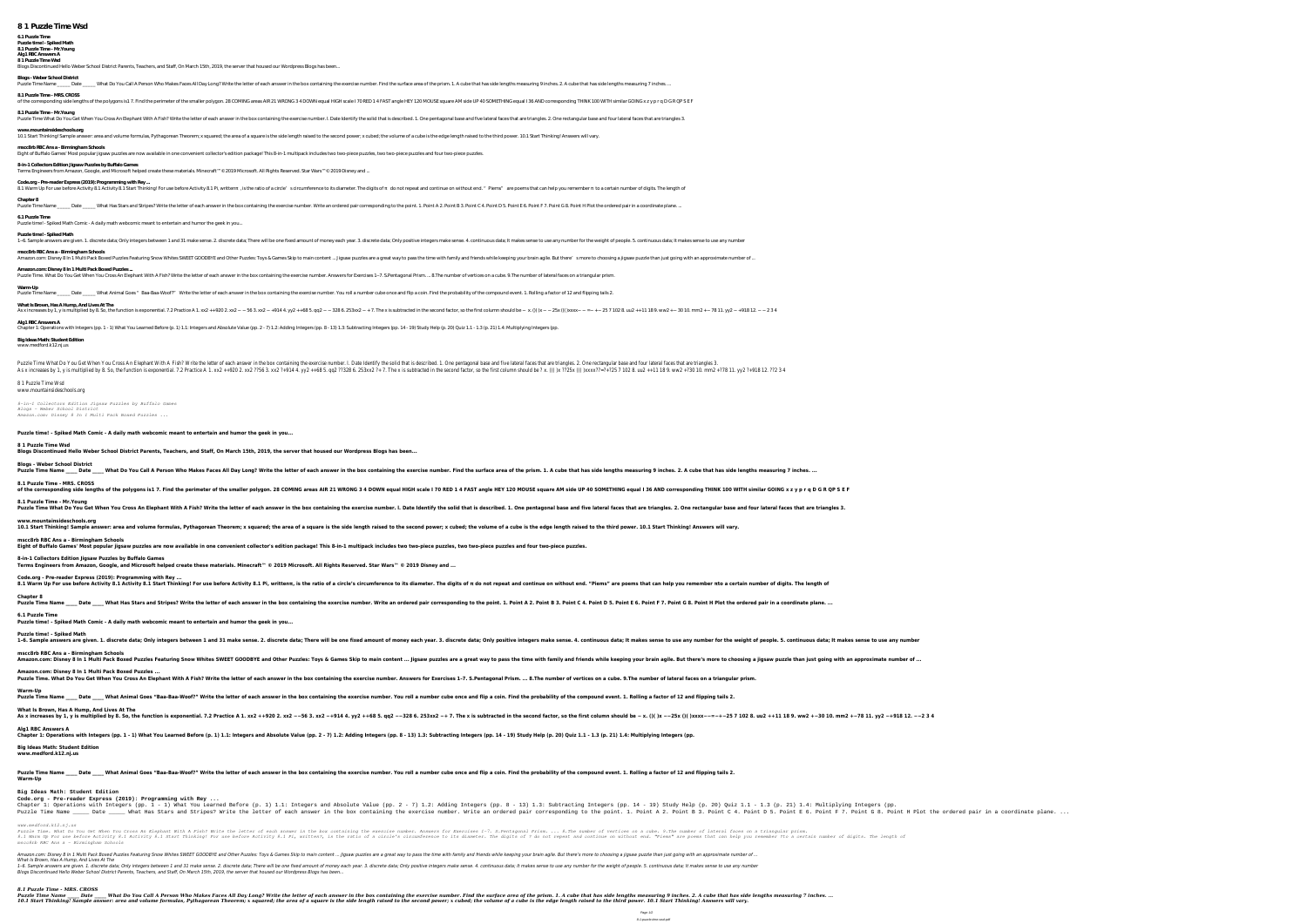# 8 1 Puzzle Time Wsd

**6.1 Puzzle Time**
**Puzzle time! - Spiked Math**
**8.1 Puzzle Time - Mr.Young**
**Alg1 RBC Answers A**
**8 1 Puzzle Time Wsd**

Blogs Discontinued Hello Weber School District Parents, Teachers, and Staff, On March 15th, 2019, the server that housed our Wordpress Blogs has been...

**Blogs - Weber School District**

Puzzle Time Name _____ Date _____ What Do You Call A Person Who Makes Faces All Day Long? Write the letter of each answer in the box containing the exercise number. Find the surface area of the prism. 1. A cube that has side lengths measuring 9 inches. 2. A cube that has side lengths measuring 7 inches. ...

**8.1 Puzzle Time - MRS. CROSS**

of the corresponding side lengths of the polygons is1 7. Find the perimeter of the smaller polygon. 28 COMING areas AIR 21 WRONG 3 4 DOWN equal HIGH scale I 70 RED 1 4 FAST angle HEY 120 MOUSE square AM side UP 40 SOMETHING equal I 36 AND corresponding THINK 100 WITH similar GOING x z y p r q D G R QP S E F

**8.1 Puzzle Time - Mr.Young**

Puzzle Time What Do You Get When You Cross An Elephant With A Fish? Write the letter of each answer in the box containing the exercise number. I. Date Identify the solid that is described. 1. One pentagonal base and five lateral faces that are triangles. 2. One rectangular base and four lateral faces that are triangles 3.

**www.mountainsideschools.org**

10.1 Start Thinking! Sample answer: area and volume formulas, Pythagorean Theorem; x squared; the area of a square is the side length raised to the second power; x cubed; the volume of a cube is the edge length raised to the third power. 10.1 Start Thinking! Answers will vary.

**mscc8rb RBC Ans a - Birmingham Schools**

Eight of Buffalo Games' Most popular jigsaw puzzles are now available in one convenient collector's edition package! This 8-in-1 multipack includes two two-piece puzzles, two two-piece puzzles and four two-piece puzzles.

**8-in-1 Collectors Edition Jigsaw Puzzles by Buffalo Games**

Terms Engineers from Amazon, Google, and Microsoft helped create these materials. Minecraft™ © 2019 Microsoft. All Rights Reserved. Star Wars™ © 2019 Disney and ...

**Code.org - Pre-reader Express (2019): Programming with Rey ...**

8.1 Warm Up For use before Activity 8.1 Activity 8.1 Start Thinking! For use before Activity 8.1 Pi, writtenπ, is the ratio of a circle's circumference to its diameter. The digits of π do not repeat and continue on without end. "Piems" are poems that can help you remember π to a certain number of digits. The length of

**Chapter 8**

Puzzle Time Name _____ Date _____ What Has Stars and Stripes? Write the letter of each answer in the box containing the exercise number. Write an ordered pair corresponding to the point. 1. Point A 2. Point B 3. Point C 4. Point D 5. Point E 6. Point F 7. Point G 8. Point H Plot the ordered pair in a coordinate plane. ...

**6.1 Puzzle Time**

Puzzle time! - Spiked Math Comic - A daily math webcomic meant to entertain and humor the geek in you...

**Puzzle time! - Spiked Math**

1–6. Sample answers are given. 1. discrete data; Only integers between 1 and 31 make sense. 2. discrete data; There will be one fixed amount of money each year. 3. discrete data; Only positive integers make sense. 4. continuous data; It makes sense to use any number for the weight of people. 5. continuous data; It makes sense to use any number

**mscc8rb RBC Ans a - Birmingham Schools**

Amazon.com: Disney 8 In 1 Multi Pack Boxed Puzzles Featuring Snow Whites SWEET GOODBYE and Other Puzzles: Toys & Games Skip to main content ... Jigsaw puzzles are a great way to pass the time with family and friends while keeping your brain agile. But there's more to choosing a jigsaw puzzle than just going with an approximate number of ...

**Amazon.com: Disney 8 In 1 Multi Pack Boxed Puzzles ...**

Puzzle Time. What Do You Get When You Cross An Elephant With A Fish? Write the letter of each answer in the box containing the exercise number. Answers for Exercises 1–7. 5.Pentagonal Prism. ... 8.The number of vertices on a cube. 9.The number of lateral faces on a triangular prism.

**Warm-Up**

Puzzle Time Name _____ Date _____ What Animal Goes "Baa-Baa-Woof?" Write the letter of each answer in the box containing the exercise number. You roll a number cube once and flip a coin. Find the probability of the compound event. 1. Rolling a factor of 12 and flipping tails 2.

**What Is Brown, Has A Hump, And Lives At The**

As x increases by 1, y is multiplied by 8. So, the function is exponential. 7.2 Practice A 1. xx2 ++920 2. xx2 −−56 3. xx2 −+914 4. yy2 ++68 5. qq2 −−328 6. 253xx2 −+ 7. The x is subtracted in the second factor, so the first column should be − x. ()( )x −−25x ()( )xxxx−−=−+−25 7 102 8. uu2 ++11 18 9. ww2 +−30 10. mm2 +−78 11. yy2 −+918 12. −−2 3 4

**Alg1 RBC Answers A**

Chapter 1: Operations with Integers (pp. 1 - 1) What You Learned Before (p. 1) 1.1: Integers and Absolute Value (pp. 2 - 7) 1.2: Adding Integers (pp. 8 - 13) 1.3: Subtracting Integers (pp. 14 - 19) Study Help (p. 20) Quiz 1.1 - 1.3 (p. 21) 1.4: Multiplying Integers (pp.

**Big Ideas Math: Student Edition**
**www.medford.k12.nj.us**

Puzzle Time What Do You Get When You Cross An Elephant With A Fish? Write the letter of each answer in the box containing the exercise number. I. Date Identify the solid that is described. 1. One pentagonal base and five lateral faces that are triangles. 2. One rectangular base and four lateral faces that are triangles 3.
As x increases by 1, y is multiplied by 8. So, the function is exponential. 7.2 Practice A 1. xx2 ++920 2. xx2 ??56 3. xx2 ?+914 4. yy2 ++68 5. qq2 ??328 6. 253xx2 ?+ 7. The x is subtracted in the second factor, so the first column should be ? x. ()( )x ??25x ()( )xxxx??=?+25 7 102 8. uu2 ++11 18 9. ww2 +?30 10. mm2 +?78 11. yy2 ?+918 12. ??2 3 4

8 1 Puzzle Time Wsd
www.mountainsideschools.org

*8-in-1 Collectors Edition Jigsaw Puzzles by Buffalo Games*
*Blogs - Weber School District*
*Amazon.com: Disney 8 In 1 Multi Pack Boxed Puzzles ...*

**Puzzle time! - Spiked Math Comic - A daily math webcomic meant to entertain and humor the geek in you...**

**8 1 Puzzle Time Wsd**

**Blogs Discontinued Hello Weber School District Parents, Teachers, and Staff, On March 15th, 2019, the server that housed our Wordpress Blogs has been...**

**Blogs - Weber School District**

**Puzzle Time Name _____ Date _____ What Do You Call A Person Who Makes Faces All Day Long? Write the letter of each answer in the box containing the exercise number. Find the surface area of the prism. 1. A cube that has side lengths measuring 9 inches. 2. A cube that has side lengths measuring 7 inches. ...**

**8.1 Puzzle Time - MRS. CROSS**

**of the corresponding side lengths of the polygons is1 7. Find the perimeter of the smaller polygon. 28 COMING areas AIR 21 WRONG 3 4 DOWN equal HIGH scale I 70 RED 1 4 FAST angle HEY 120 MOUSE square AM side UP 40 SOMETHING equal I 36 AND corresponding THINK 100 WITH similar GOING x z y p r q D G R QP S E F**

**8.1 Puzzle Time - Mr.Young**

**Puzzle Time What Do You Get When You Cross An Elephant With A Fish? Write the letter of each answer in the box containing the exercise number. I. Date Identify the solid that is described. 1. One pentagonal base and five lateral faces that are triangles. 2. One rectangular base and four lateral faces that are triangles 3.**

**www.mountainsideschools.org**

**10.1 Start Thinking! Sample answer: area and volume formulas, Pythagorean Theorem; x squared; the area of a square is the side length raised to the second power; x cubed; the volume of a cube is the edge length raised to the third power. 10.1 Start Thinking! Answers will vary.**

**mscc8rb RBC Ans a - Birmingham Schools**

**Eight of Buffalo Games' Most popular jigsaw puzzles are now available in one convenient collector's edition package! This 8-in-1 multipack includes two two-piece puzzles, two two-piece puzzles and four two-piece puzzles.**

**8-in-1 Collectors Edition Jigsaw Puzzles by Buffalo Games**

**Terms Engineers from Amazon, Google, and Microsoft helped create these materials. Minecraft™ © 2019 Microsoft. All Rights Reserved. Star Wars™ © 2019 Disney and ...**

**Code.org - Pre-reader Express (2019): Programming with Rey ...**

**8.1 Warm Up For use before Activity 8.1 Activity 8.1 Start Thinking! For use before Activity 8.1 Pi, writtenπ, is the ratio of a circle's circumference to its diameter. The digits of π do not repeat and continue on without end. "Piems" are poems that can help you remember πto a certain number of digits. The length of**

**Chapter 8**

**Puzzle Time Name _____ Date _____ What Has Stars and Stripes? Write the letter of each answer in the box containing the exercise number. Write an ordered pair corresponding to the point. 1. Point A 2. Point B 3. Point C 4. Point D 5. Point E 6. Point F 7. Point G 8. Point H Plot the ordered pair in a coordinate plane. ...**

**6.1 Puzzle Time**

**Puzzle time! - Spiked Math Comic - A daily math webcomic meant to entertain and humor the geek in you...**

**Puzzle time! - Spiked Math**

**1–6. Sample answers are given. 1. discrete data; Only integers between 1 and 31 make sense. 2. discrete data; There will be one fixed amount of money each year. 3. discrete data; Only positive integers make sense. 4. continuous data; It makes sense to use any number for the weight of people. 5. continuous data; It makes sense to use any number**

**mscc8rb RBC Ans a - Birmingham Schools**

**Amazon.com: Disney 8 In 1 Multi Pack Boxed Puzzles Featuring Snow Whites SWEET GOODBYE and Other Puzzles: Toys & Games Skip to main content ... Jigsaw puzzles are a great way to pass the time with family and friends while keeping your brain agile. But there's more to choosing a jigsaw puzzle than just going with an approximate number of ...**

**Amazon.com: Disney 8 In 1 Multi Pack Boxed Puzzles ...**

**Puzzle Time. What Do You Get When You Cross An Elephant With A Fish? Write the letter of each answer in the box containing the exercise number. Answers for Exercises 1–7. 5.Pentagonal Prism. ... 8.The number of vertices on a cube. 9.The number of lateral faces on a triangular prism.**

**Warm-Up**

**Puzzle Time Name _____ Date _____ What Animal Goes "Baa-Baa-Woof?" Write the letter of each answer in the box containing the exercise number. You roll a number cube once and flip a coin. Find the probability of the compound event. 1. Rolling a factor of 12 and flipping tails 2.**

**What Is Brown, Has A Hump, And Lives At The**

**As x increases by 1, y is multiplied by 8. So, the function is exponential. 7.2 Practice A 1. xx2 ++920 2. xx2 −−56 3. xx2 −+914 4. yy2 ++68 5. qq2 −−328 6. 253xx2 −+ 7. The x is subtracted in the second factor, so the first column should be − x. ()( )x −−25x ()( )xxxx−−=−+−25 7 102 8. uu2 ++11 18 9. ww2 +−30 10. mm2 +−78 11. yy2 −+918 12. −−2 3 4**

**Alg1 RBC Answers A**

**Chapter 1: Operations with Integers (pp. 1 - 1) What You Learned Before (p. 1) 1.1: Integers and Absolute Value (pp. 2 - 7) 1.2: Adding Integers (pp. 8 - 13) 1.3: Subtracting Integers (pp. 14 - 19) Study Help (p. 20) Quiz 1.1 - 1.3 (p. 21) 1.4: Multiplying Integers (pp.**

**Big Ideas Math: Student Edition**
**www.medford.k12.nj.us**

**Puzzle Time Name _____ Date _____ What Animal Goes "Baa-Baa-Woof?" Write the letter of each answer in the box containing the exercise number. You roll a number cube once and flip a coin. Find the probability of the compound event. 1. Rolling a factor of 12 and flipping tails 2.**
**Warm-Up**

**Big Ideas Math: Student Edition**
**Code.org - Pre-reader Express (2019): Programming with Rey ...**

Chapter 1: Operations with Integers (pp. 1 - 1) What You Learned Before (p. 1) 1.1: Integers and Absolute Value (pp. 2 - 7) 1.2: Adding Integers (pp. 8 - 13) 1.3: Subtracting Integers (pp. 14 - 19) Study Help (p. 20) Quiz 1.1 - 1.3 (p. 21) 1.4: Multiplying Integers (pp.
Puzzle Time Name _____ Date _____ What Has Stars and Stripes? Write the letter of each answer in the box containing the exercise number. Write an ordered pair corresponding to the point. 1. Point A 2. Point B 3. Point C 4. Point D 5. Point E 6. Point F 7. Point G 8. Point H Plot the ordered pair in a coordinate plane. ...

*www.medford.k12.nj.us*

*Puzzle Time. What Do You Get When You Cross An Elephant With A Fish? Write the letter of each answer in the box containing the exercise number. Answers for Exercises 1–7. 5.Pentagonal Prism. ... 8.The number of vertices on a cube. 9.The number of lateral faces on a triangular prism.*
*8.1 Warm Up For use before Activity 8.1 Activity 8.1 Start Thinking! For use before Activity 8.1 Pi, writtenπ, is the ratio of a circle's circumference to its diameter. The digits of π do not repeat and continue on without end. "Piems" are poems that can help you remember πto a certain number of digits. The length of*
*mscc8rb RBC Ans a - Birmingham Schools*

Amazon.com: Disney 8 In 1 Multi Pack Boxed Puzzles Featuring Snow Whites SWEET GOODBYE and Other Puzzles: Toys & Games Skip to main content ... Jigsaw puzzles are a great way to pass the time with family and friends while keeping your brain agile. But there's more to choosing a jigsaw puzzle than just going with an approximate number of ...
*What Is Brown, Has A Hump, And Lives At The*
1–6. Sample answers are given. 1. discrete data; Only integers between 1 and 31 make sense. 2. discrete data; There will be one fixed amount of money each year. 3. discrete data; Only positive integers make sense. 4. continuous data; It makes sense to use any number for the weight of people. 5. continuous data; It makes sense to use any number
*Blogs Discontinued Hello Weber School District Parents, Teachers, and Staff, On March 15th, 2019, the server that housed our Wordpress Blogs has been...*

***8.1 Puzzle Time - MRS. CROSS***

***Puzzle Time Name _____ Date _____ What Do You Call A Person Who Makes Faces All Day Long? Write the letter of each answer in the box containing the exercise number. Find the surface area of the prism. 1. A cube that has side lengths measuring 9 inches. 2. A cube that has side lengths measuring 7 inches. ...***
***10.1 Start Thinking! Sample answer: area and volume formulas, Pythagorean Theorem; x squared; the area of a square is the side length raised to the second power; x cubed; the volume of a cube is the edge length raised to the third power. 10.1 Start Thinking! Answers will vary.***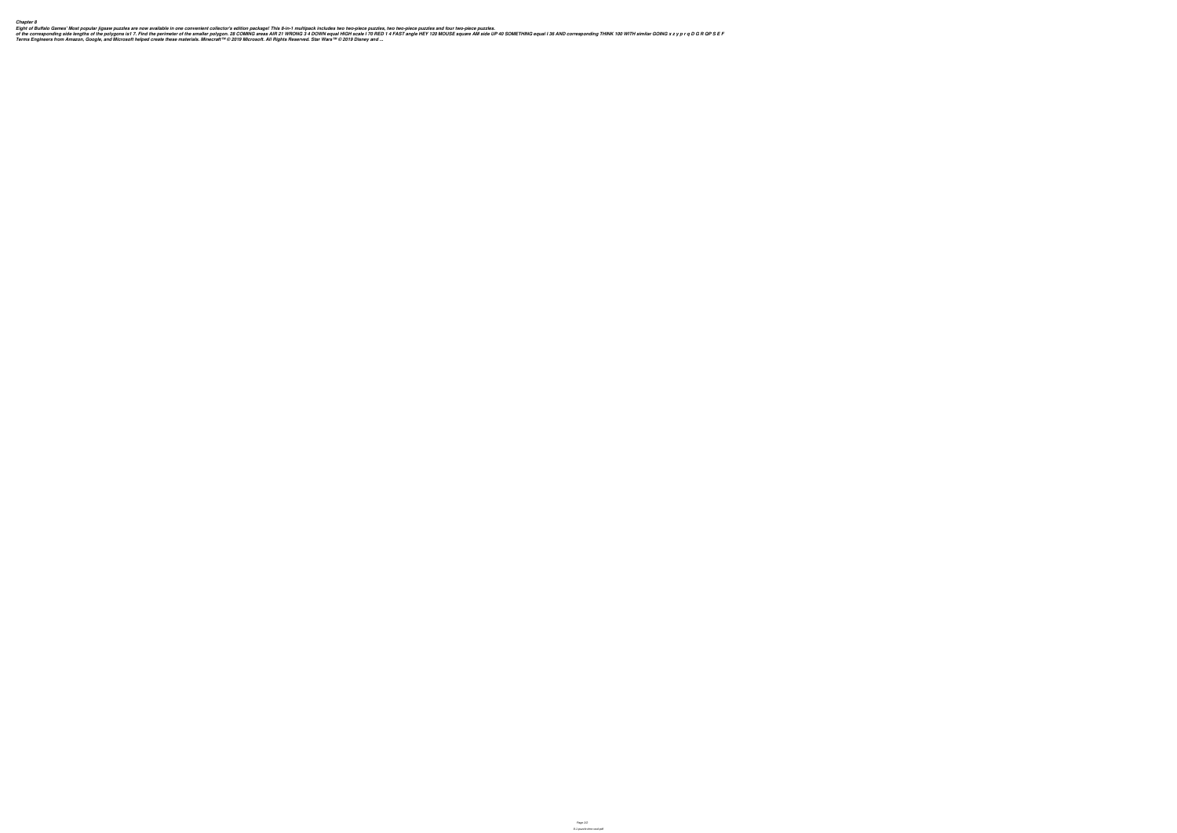**Chapter 8**

*Eight of Buffalo Games' Most popular jigsaw puzzles are now available in one convenient collector's edition package! This 8-in-1 multipack includes two two-piece puzzles, two two-piece puzzles and four two-piece puzzles.*
*of the corresponding side lengths of the polygons is1 7. Find the perimeter of the smaller polygon. 28 COMING areas AIR 21 WRONG 3 4 DOWN equal HIGH scale I 70 RED 1 4 FAST angle HEY 120 MOUSE square AM side UP 40 SOMETHING equal I 36 AND corresponding THINK 100 WITH similar GOING x z y p r q D G R QP S E F*
*Terms Engineers from Amazon, Google, and Microsoft helped create these materials. Minecraft™ © 2019 Microsoft. All Rights Reserved. Star Wars™ © 2019 Disney and ...*